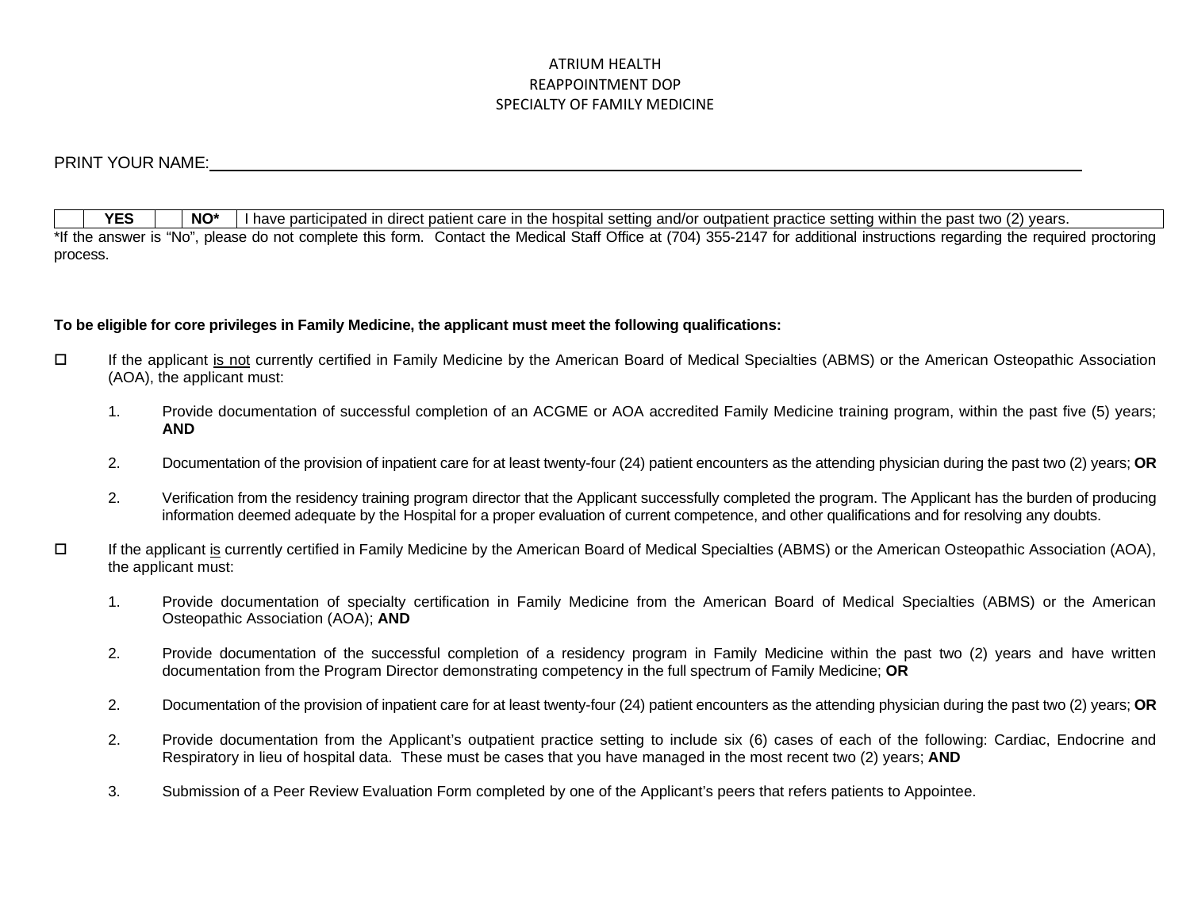ATRIUM HEALTH
REAPPOINTMENT DOP
SPECIALTY OF FAMILY MEDICINE

PRINT YOUR NAME:\_\_\_\_\_\_\_\_\_\_\_\_\_\_\_\_\_\_\_\_\_\_\_\_\_\_\_\_\_\_\_\_\_\_\_\_\_\_\_\_\_\_\_\_\_\_\_\_\_\_\_\_\_\_\_\_\_\_\_\_\_\_\_\_\_\_\_\_\_\_\_\_\_\_\_\_\_\_\_\_\_\_

| | **YES** | | **NO*** | I have participated in direct patient care in the hospital setting and/or outpatient practice setting within the past two (2) years. |
|---|---|---|---|---|

*If the answer is "No", please do not complete this form. Contact the Medical Staff Office at (704) 355-2147 for additional instructions regarding the required proctoring process.

**To be eligible for core privileges in Family Medicine, the applicant must meet the following qualifications:**

☐ If the applicant is not currently certified in Family Medicine by the American Board of Medical Specialties (ABMS) or the American Osteopathic Association (AOA), the applicant must:

1. Provide documentation of successful completion of an ACGME or AOA accredited Family Medicine training program, within the past five (5) years; **AND**

2. Documentation of the provision of inpatient care for at least twenty-four (24) patient encounters as the attending physician during the past two (2) years; **OR**

2. Verification from the residency training program director that the Applicant successfully completed the program. The Applicant has the burden of producing information deemed adequate by the Hospital for a proper evaluation of current competence, and other qualifications and for resolving any doubts.

☐ If the applicant is currently certified in Family Medicine by the American Board of Medical Specialties (ABMS) or the American Osteopathic Association (AOA), the applicant must:

1. Provide documentation of specialty certification in Family Medicine from the American Board of Medical Specialties (ABMS) or the American Osteopathic Association (AOA); **AND**

2. Provide documentation of the successful completion of a residency program in Family Medicine within the past two (2) years and have written documentation from the Program Director demonstrating competency in the full spectrum of Family Medicine; **OR**

2. Documentation of the provision of inpatient care for at least twenty-four (24) patient encounters as the attending physician during the past two (2) years; **OR**

2. Provide documentation from the Applicant's outpatient practice setting to include six (6) cases of each of the following: Cardiac, Endocrine and Respiratory in lieu of hospital data. These must be cases that you have managed in the most recent two (2) years; **AND**

3. Submission of a Peer Review Evaluation Form completed by one of the Applicant's peers that refers patients to Appointee.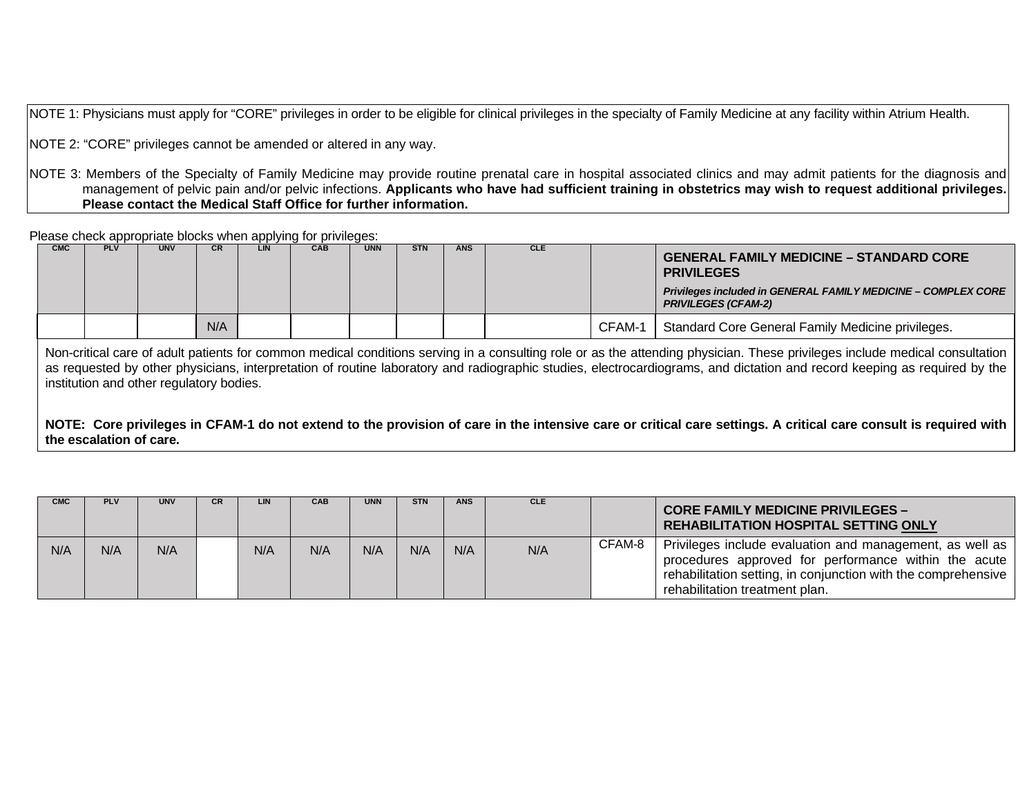NOTE 1: Physicians must apply for "CORE" privileges in order to be eligible for clinical privileges in the specialty of Family Medicine at any facility within Atrium Health.

NOTE 2: "CORE" privileges cannot be amended or altered in any way.

NOTE 3: Members of the Specialty of Family Medicine may provide routine prenatal care in hospital associated clinics and may admit patients for the diagnosis and management of pelvic pain and/or pelvic infections. **Applicants who have had sufficient training in obstetrics may wish to request additional privileges. Please contact the Medical Staff Office for further information.**

Please check appropriate blocks when applying for privileges:

| CMC | PLV | UNV | CR | LIN | CAB | UNN | STN | ANS | CLE | | **GENERAL FAMILY MEDICINE – STANDARD CORE PRIVILEGES** ***Privileges included in GENERAL FAMILY MEDICINE – COMPLEX CORE PRIVILEGES (CFAM-2)*** |
|---|---|---|---|---|---|---|---|---|---|---|---|
| | | | N/A | | | | | | | CFAM-1 | Standard Core General Family Medicine privileges. |

Non-critical care of adult patients for common medical conditions serving in a consulting role or as the attending physician. These privileges include medical consultation as requested by other physicians, interpretation of routine laboratory and radiographic studies, electrocardiograms, and dictation and record keeping as required by the institution and other regulatory bodies.

**NOTE: Core privileges in CFAM-1 do not extend to the provision of care in the intensive care or critical care settings. A critical care consult is required with the escalation of care.**

| CMC | PLV | UNV | CR | LIN | CAB | UNN | STN | ANS | CLE | | **CORE FAMILY MEDICINE PRIVILEGES – REHABILITATION HOSPITAL SETTING ONLY** |
|---|---|---|---|---|---|---|---|---|---|---|---|
| N/A | N/A | N/A | | N/A | N/A | N/A | N/A | N/A | N/A | CFAM-8 | Privileges include evaluation and management, as well as procedures approved for performance within the acute rehabilitation setting, in conjunction with the comprehensive rehabilitation treatment plan. |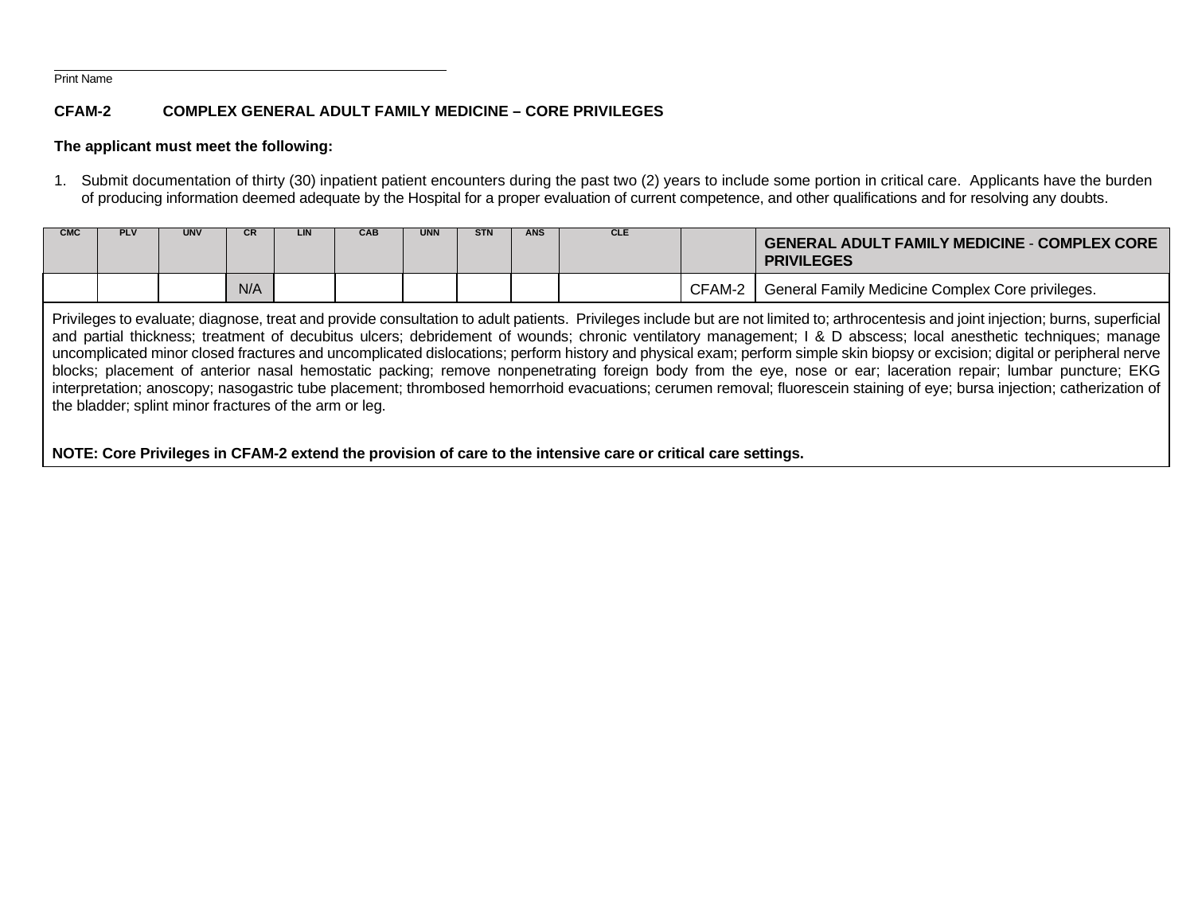Print Name

**CFAM-2 COMPLEX GENERAL ADULT FAMILY MEDICINE – CORE PRIVILEGES**

**The applicant must meet the following:**

1. Submit documentation of thirty (30) inpatient patient encounters during the past two (2) years to include some portion in critical care. Applicants have the burden of producing information deemed adequate by the Hospital for a proper evaluation of current competence, and other qualifications and for resolving any doubts.

| CMC | PLV | UNV | CR | LIN | CAB | UNN | STN | ANS | CLE | | **GENERAL ADULT FAMILY MEDICINE - COMPLEX CORE PRIVILEGES** |
|---|---|---|---|---|---|---|---|---|---|---|---|
| | | | N/A | | | | | | | CFAM-2 | General Family Medicine Complex Core privileges. |

Privileges to evaluate; diagnose, treat and provide consultation to adult patients. Privileges include but are not limited to; arthrocentesis and joint injection; burns, superficial and partial thickness; treatment of decubitus ulcers; debridement of wounds; chronic ventilatory management; I & D abscess; local anesthetic techniques; manage uncomplicated minor closed fractures and uncomplicated dislocations; perform history and physical exam; perform simple skin biopsy or excision; digital or peripheral nerve blocks; placement of anterior nasal hemostatic packing; remove nonpenetrating foreign body from the eye, nose or ear; laceration repair; lumbar puncture; EKG interpretation; anoscopy; nasogastric tube placement; thrombosed hemorrhoid evacuations; cerumen removal; fluorescein staining of eye; bursa injection; catherization of the bladder; splint minor fractures of the arm or leg.

**NOTE: Core Privileges in CFAM-2 extend the provision of care to the intensive care or critical care settings.**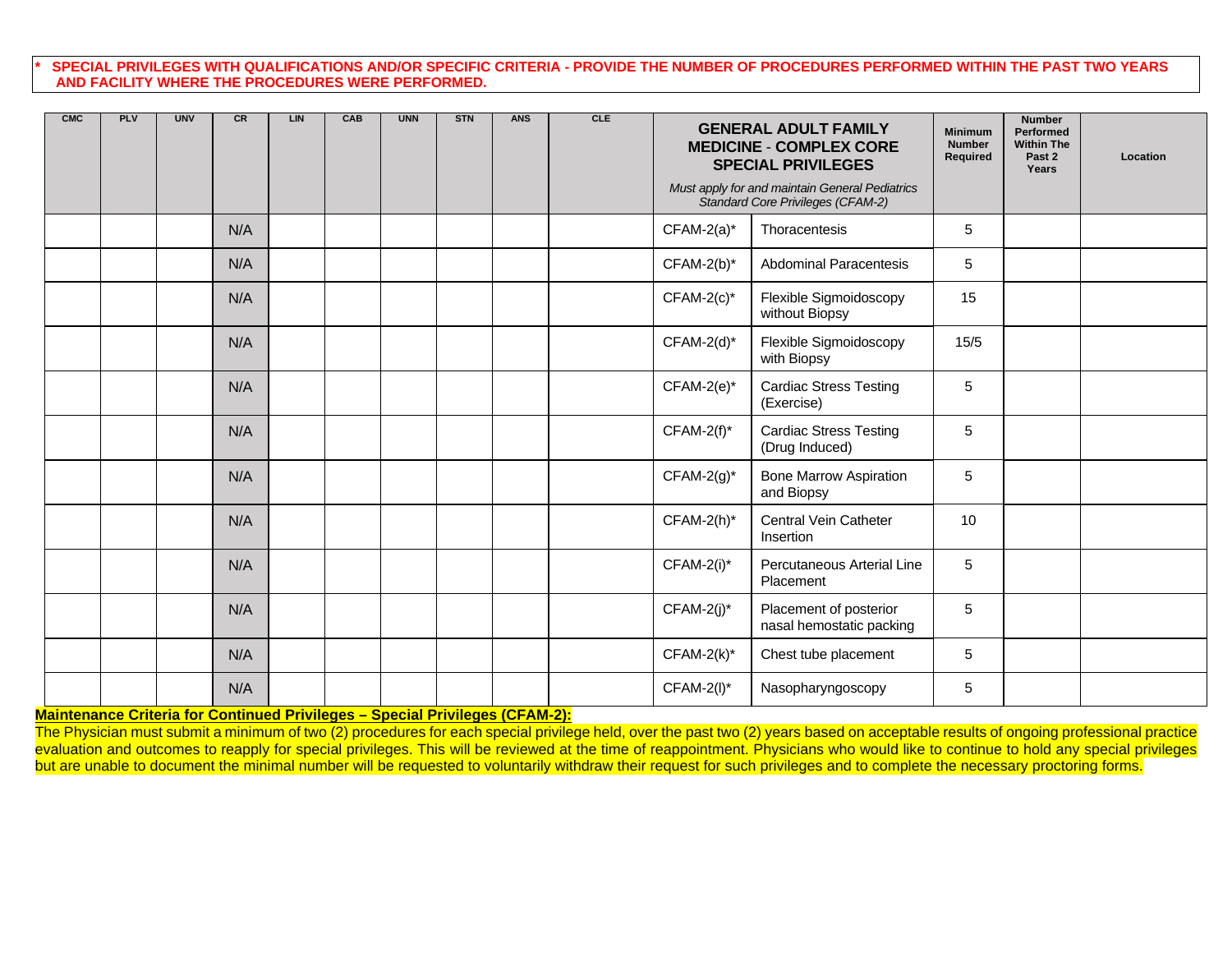**\* SPECIAL PRIVILEGES WITH QUALIFICATIONS AND/OR SPECIFIC CRITERIA - PROVIDE THE NUMBER OF PROCEDURES PERFORMED WITHIN THE PAST TWO YEARS AND FACILITY WHERE THE PROCEDURES WERE PERFORMED.**

| CMC | PLV | UNV | CR | LIN | CAB | UNN | STN | ANS | CLE | **GENERAL ADULT FAMILY MEDICINE - COMPLEX CORE SPECIAL PRIVILEGES** *Must apply for and maintain General Pediatrics Standard Core Privileges (CFAM-2)* | | Minimum Number Required | Number Performed Within The Past 2 Years | Location |
|---|---|---|---|---|---|---|---|---|---|---|---|---|---|---|
| | | | N/A | | | | | | | CFAM-2(a)* | Thoracentesis | 5 | | |
| | | | N/A | | | | | | | CFAM-2(b)* | Abdominal Paracentesis | 5 | | |
| | | | N/A | | | | | | | CFAM-2(c)* | Flexible Sigmoidoscopy without Biopsy | 15 | | |
| | | | N/A | | | | | | | CFAM-2(d)* | Flexible Sigmoidoscopy with Biopsy | 15/5 | | |
| | | | N/A | | | | | | | CFAM-2(e)* | Cardiac Stress Testing (Exercise) | 5 | | |
| | | | N/A | | | | | | | CFAM-2(f)* | Cardiac Stress Testing (Drug Induced) | 5 | | |
| | | | N/A | | | | | | | CFAM-2(g)* | Bone Marrow Aspiration and Biopsy | 5 | | |
| | | | N/A | | | | | | | CFAM-2(h)* | Central Vein Catheter Insertion | 10 | | |
| | | | N/A | | | | | | | CFAM-2(i)* | Percutaneous Arterial Line Placement | 5 | | |
| | | | N/A | | | | | | | CFAM-2(j)* | Placement of posterior nasal hemostatic packing | 5 | | |
| | | | N/A | | | | | | | CFAM-2(k)* | Chest tube placement | 5 | | |
| | | | N/A | | | | | | | CFAM-2(l)* | Nasopharyngoscopy | 5 | | |

**Maintenance Criteria for Continued Privileges – Special Privileges (CFAM-2):**

The Physician must submit a minimum of two (2) procedures for each special privilege held, over the past two (2) years based on acceptable results of ongoing professional practice evaluation and outcomes to reapply for special privileges. This will be reviewed at the time of reappointment. Physicians who would like to continue to hold any special privileges but are unable to document the minimal number will be requested to voluntarily withdraw their request for such privileges and to complete the necessary proctoring forms.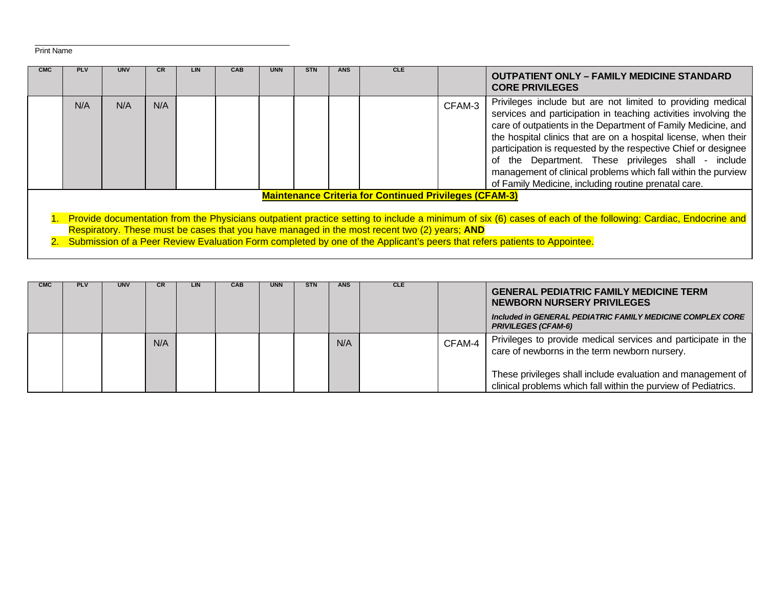Print Name

| CMC | PLV | UNV | CR | LIN | CAB | UNN | STN | ANS | CLE | | **OUTPATIENT ONLY – FAMILY MEDICINE STANDARD CORE PRIVILEGES** |
|---|---|---|---|---|---|---|---|---|---|---|---|
| | N/A | N/A | N/A | | | | | | | CFAM-3 | Privileges include but are not limited to providing medical services and participation in teaching activities involving the care of outpatients in the Department of Family Medicine, and the hospital clinics that are on a hospital license, when their participation is requested by the respective Chief or designee of the Department. These privileges shall - include management of clinical problems which fall within the purview of Family Medicine, including routine prenatal care. |

**Maintenance Criteria for Continued Privileges (CFAM-3)**

1. Provide documentation from the Physicians outpatient practice setting to include a minimum of six (6) cases of each of the following: Cardiac, Endocrine and Respiratory. These must be cases that you have managed in the most recent two (2) years; **AND**
2. Submission of a Peer Review Evaluation Form completed by one of the Applicant's peers that refers patients to Appointee.

| CMC | PLV | UNV | CR | LIN | CAB | UNN | STN | ANS | CLE | | **GENERAL PEDIATRIC FAMILY MEDICINE TERM NEWBORN NURSERY PRIVILEGES** *Included in GENERAL PEDIATRIC FAMILY MEDICINE COMPLEX CORE PRIVILEGES (CFAM-6)* |
|---|---|---|---|---|---|---|---|---|---|---|---|
| | | | N/A | | | | | N/A | | CFAM-4 | Privileges to provide medical services and participate in the care of newborns in the term newborn nursery. These privileges shall include evaluation and management of clinical problems which fall within the purview of Pediatrics. |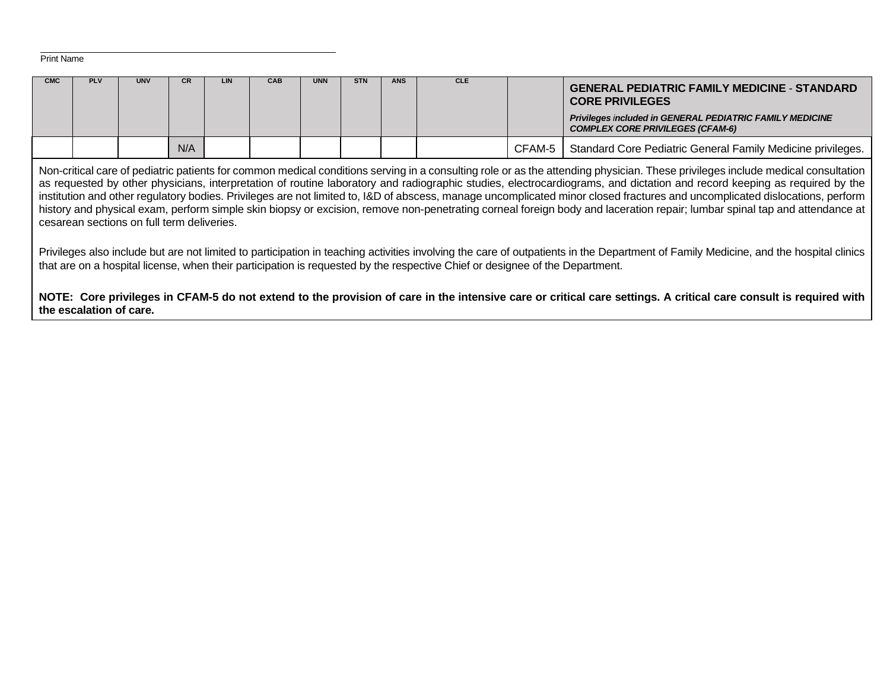Print Name

| CMC | PLV | UNV | CR | LIN | CAB | UNN | STN | ANS | CLE | | **GENERAL PEDIATRIC FAMILY MEDICINE - STANDARD CORE PRIVILEGES** *Privileges included in GENERAL PEDIATRIC FAMILY MEDICINE COMPLEX CORE PRIVILEGES (CFAM-6)* |
|---|---|---|---|---|---|---|---|---|---|---|---|
| | | | N/A | | | | | | | CFAM-5 | Standard Core Pediatric General Family Medicine privileges. |

Non-critical care of pediatric patients for common medical conditions serving in a consulting role or as the attending physician. These privileges include medical consultation as requested by other physicians, interpretation of routine laboratory and radiographic studies, electrocardiograms, and dictation and record keeping as required by the institution and other regulatory bodies. Privileges are not limited to, I&D of abscess, manage uncomplicated minor closed fractures and uncomplicated dislocations, perform history and physical exam, perform simple skin biopsy or excision, remove non-penetrating corneal foreign body and laceration repair; lumbar spinal tap and attendance at cesarean sections on full term deliveries.

Privileges also include but are not limited to participation in teaching activities involving the care of outpatients in the Department of Family Medicine, and the hospital clinics that are on a hospital license, when their participation is requested by the respective Chief or designee of the Department.

**NOTE: Core privileges in CFAM-5 do not extend to the provision of care in the intensive care or critical care settings. A critical care consult is required with the escalation of care.**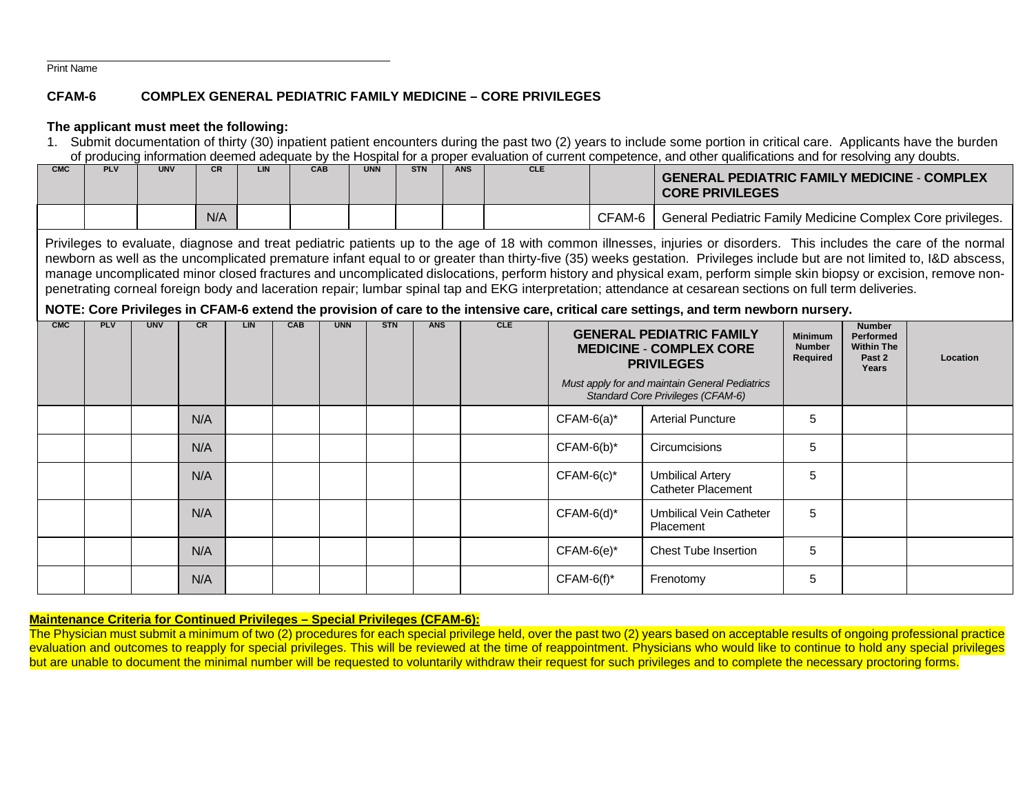Print Name

**CFAM-6 COMPLEX GENERAL PEDIATRIC FAMILY MEDICINE – CORE PRIVILEGES**

**The applicant must meet the following:**

1. Submit documentation of thirty (30) inpatient patient encounters during the past two (2) years to include some portion in critical care. Applicants have the burden of producing information deemed adequate by the Hospital for a proper evaluation of current competence, and other qualifications and for resolving any doubts.

| CMC | PLV | UNV | CR | LIN | CAB | UNN | STN | ANS | CLE | | GENERAL PEDIATRIC FAMILY MEDICINE - COMPLEX CORE PRIVILEGES |
|---|---|---|---|---|---|---|---|---|---|---|---|
| | | | N/A | | | | | | | CFAM-6 | General Pediatric Family Medicine Complex Core privileges. |

Privileges to evaluate, diagnose and treat pediatric patients up to the age of 18 with common illnesses, injuries or disorders. This includes the care of the normal newborn as well as the uncomplicated premature infant equal to or greater than thirty-five (35) weeks gestation. Privileges include but are not limited to, I&D abscess, manage uncomplicated minor closed fractures and uncomplicated dislocations, perform history and physical exam, perform simple skin biopsy or excision, remove non-penetrating corneal foreign body and laceration repair; lumbar spinal tap and EKG interpretation; attendance at cesarean sections on full term deliveries.

**NOTE: Core Privileges in CFAM-6 extend the provision of care to the intensive care, critical care settings, and term newborn nursery.**

| CMC | PLV | UNV | CR | LIN | CAB | UNN | STN | ANS | CLE | GENERAL PEDIATRIC FAMILY MEDICINE - COMPLEX CORE PRIVILEGES *Must apply for and maintain General Pediatrics Standard Core Privileges (CFAM-6)* | | Minimum Number Required | Number Performed Within The Past 2 Years | Location |
|---|---|---|---|---|---|---|---|---|---|---|---|---|---|---|
| | | | N/A | | | | | | | CFAM-6(a)* | Arterial Puncture | 5 | | |
| | | | N/A | | | | | | | CFAM-6(b)* | Circumcisions | 5 | | |
| | | | N/A | | | | | | | CFAM-6(c)* | Umbilical Artery Catheter Placement | 5 | | |
| | | | N/A | | | | | | | CFAM-6(d)* | Umbilical Vein Catheter Placement | 5 | | |
| | | | N/A | | | | | | | CFAM-6(e)* | Chest Tube Insertion | 5 | | |
| | | | N/A | | | | | | | CFAM-6(f)* | Frenotomy | 5 | | |

**Maintenance Criteria for Continued Privileges – Special Privileges (CFAM-6):**

The Physician must submit a minimum of two (2) procedures for each special privilege held, over the past two (2) years based on acceptable results of ongoing professional practice evaluation and outcomes to reapply for special privileges. This will be reviewed at the time of reappointment. Physicians who would like to continue to hold any special privileges but are unable to document the minimal number will be requested to voluntarily withdraw their request for such privileges and to complete the necessary proctoring forms.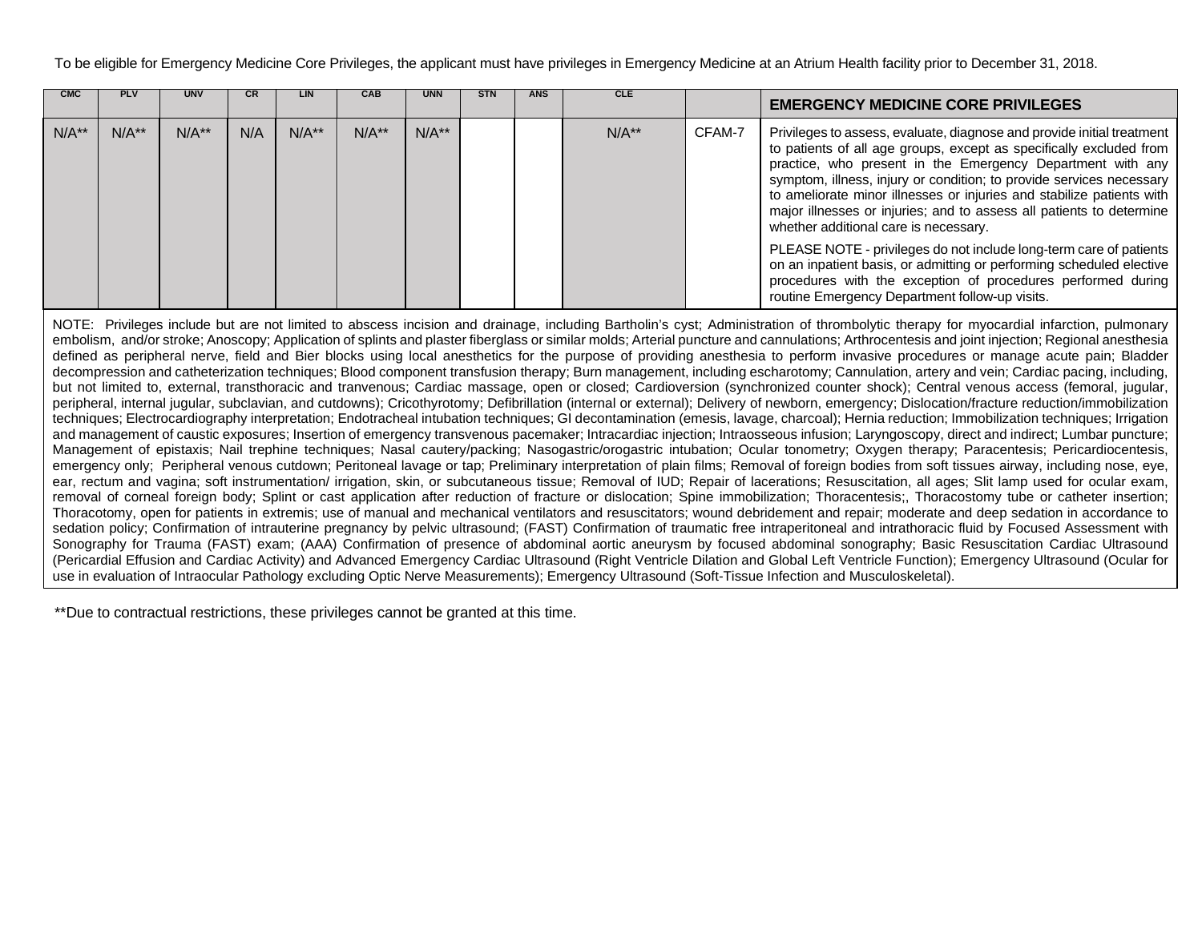To be eligible for Emergency Medicine Core Privileges, the applicant must have privileges in Emergency Medicine at an Atrium Health facility prior to December 31, 2018.

| CMC | PLV | UNV | CR | LIN | CAB | UNN | STN | ANS | CLE | | EMERGENCY MEDICINE CORE PRIVILEGES |
|---|---|---|---|---|---|---|---|---|---|---|---|
| N/A** | N/A** | N/A** | N/A | N/A** | N/A** | N/A** | | | N/A** | CFAM-7 | Privileges to assess, evaluate, diagnose and provide initial treatment to patients of all age groups, except as specifically excluded from practice, who present in the Emergency Department with any symptom, illness, injury or condition; to provide services necessary to ameliorate minor illnesses or injuries and stabilize patients with major illnesses or injuries; and to assess all patients to determine whether additional care is necessary.<br><br>PLEASE NOTE - privileges do not include long-term care of patients on an inpatient basis, or admitting or performing scheduled elective procedures with the exception of procedures performed during routine Emergency Department follow-up visits. |

NOTE: Privileges include but are not limited to abscess incision and drainage, including Bartholin's cyst; Administration of thrombolytic therapy for myocardial infarction, pulmonary embolism, and/or stroke; Anoscopy; Application of splints and plaster fiberglass or similar molds; Arterial puncture and cannulations; Arthrocentesis and joint injection; Regional anesthesia defined as peripheral nerve, field and Bier blocks using local anesthetics for the purpose of providing anesthesia to perform invasive procedures or manage acute pain; Bladder decompression and catheterization techniques; Blood component transfusion therapy; Burn management, including escharotomy; Cannulation, artery and vein; Cardiac pacing, including, but not limited to, external, transthoracic and tranvenous; Cardiac massage, open or closed; Cardioversion (synchronized counter shock); Central venous access (femoral, jugular, peripheral, internal jugular, subclavian, and cutdowns); Cricothyrotomy; Defibrillation (internal or external); Delivery of newborn, emergency; Dislocation/fracture reduction/immobilization techniques; Electrocardiography interpretation; Endotracheal intubation techniques; GI decontamination (emesis, lavage, charcoal); Hernia reduction; Immobilization techniques; Irrigation and management of caustic exposures; Insertion of emergency transvenous pacemaker; Intracardiac injection; Intraosseous infusion; Laryngoscopy, direct and indirect; Lumbar puncture; Management of epistaxis; Nail trephine techniques; Nasal cautery/packing; Nasogastric/orogastric intubation; Ocular tonometry; Oxygen therapy; Paracentesis; Pericardiocentesis, emergency only; Peripheral venous cutdown; Peritoneal lavage or tap; Preliminary interpretation of plain films; Removal of foreign bodies from soft tissues airway, including nose, eye, ear, rectum and vagina; soft instrumentation/ irrigation, skin, or subcutaneous tissue; Removal of IUD; Repair of lacerations; Resuscitation, all ages; Slit lamp used for ocular exam, removal of corneal foreign body; Splint or cast application after reduction of fracture or dislocation; Spine immobilization; Thoracentesis;, Thoracostomy tube or catheter insertion; Thoracotomy, open for patients in extremis; use of manual and mechanical ventilators and resuscitators; wound debridement and repair; moderate and deep sedation in accordance to sedation policy; Confirmation of intrauterine pregnancy by pelvic ultrasound; (FAST) Confirmation of traumatic free intraperitoneal and intrathoracic fluid by Focused Assessment with Sonography for Trauma (FAST) exam; (AAA) Confirmation of presence of abdominal aortic aneurysm by focused abdominal sonography; Basic Resuscitation Cardiac Ultrasound (Pericardial Effusion and Cardiac Activity) and Advanced Emergency Cardiac Ultrasound (Right Ventricle Dilation and Global Left Ventricle Function); Emergency Ultrasound (Ocular for use in evaluation of Intraocular Pathology excluding Optic Nerve Measurements); Emergency Ultrasound (Soft-Tissue Infection and Musculoskeletal).

**Due to contractual restrictions, these privileges cannot be granted at this time.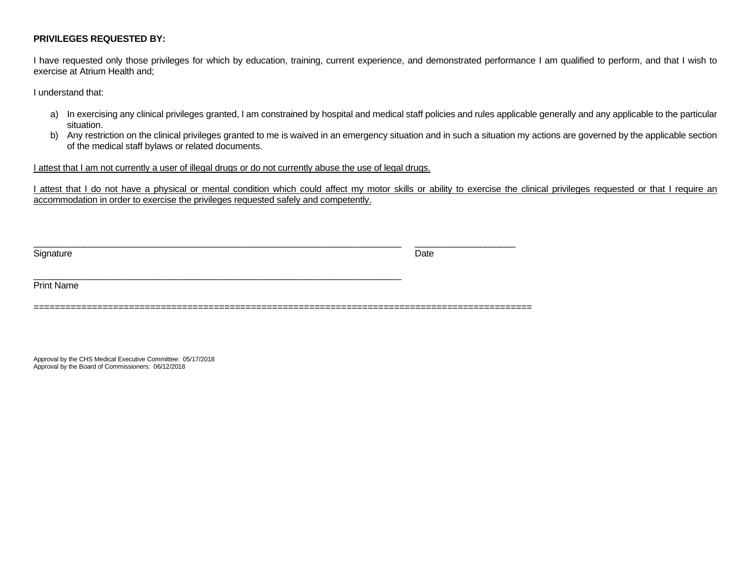**PRIVILEGES REQUESTED BY:**

I have requested only those privileges for which by education, training, current experience, and demonstrated performance I am qualified to perform, and that I wish to exercise at Atrium Health and;

I understand that:

a) In exercising any clinical privileges granted, I am constrained by hospital and medical staff policies and rules applicable generally and any applicable to the particular situation.
b) Any restriction on the clinical privileges granted to me is waived in an emergency situation and in such a situation my actions are governed by the applicable section of the medical staff bylaws or related documents.

<u>I attest that I am not currently a user of illegal drugs or do not currently abuse the use of legal drugs.</u>

<u>I attest that I do not have a physical or mental condition which could affect my motor skills or ability to exercise the clinical privileges requested or that I require an accommodation in order to exercise the privileges requested safely and competently.</u>

\_\_\_\_\_\_\_\_\_\_\_\_\_\_\_\_\_\_\_\_\_\_\_\_\_\_\_\_\_\_\_\_\_\_\_\_\_\_\_\_\_\_\_\_\_\_\_\_\_\_\_\_\_\_\_\_\_\_\_\_ \_\_\_\_\_\_\_\_\_\_\_\_\_\_\_\_\_\_\_\_
Signature Date

\_\_\_\_\_\_\_\_\_\_\_\_\_\_\_\_\_\_\_\_\_\_\_\_\_\_\_\_\_\_\_\_\_\_\_\_\_\_\_\_\_\_\_\_\_\_\_\_\_\_\_\_\_\_\_\_\_\_\_\_
Print Name

==========================================================================================

Approval by the CHS Medical Executive Committee: 05/17/2018
Approval by the Board of Commissioners: 06/12/2018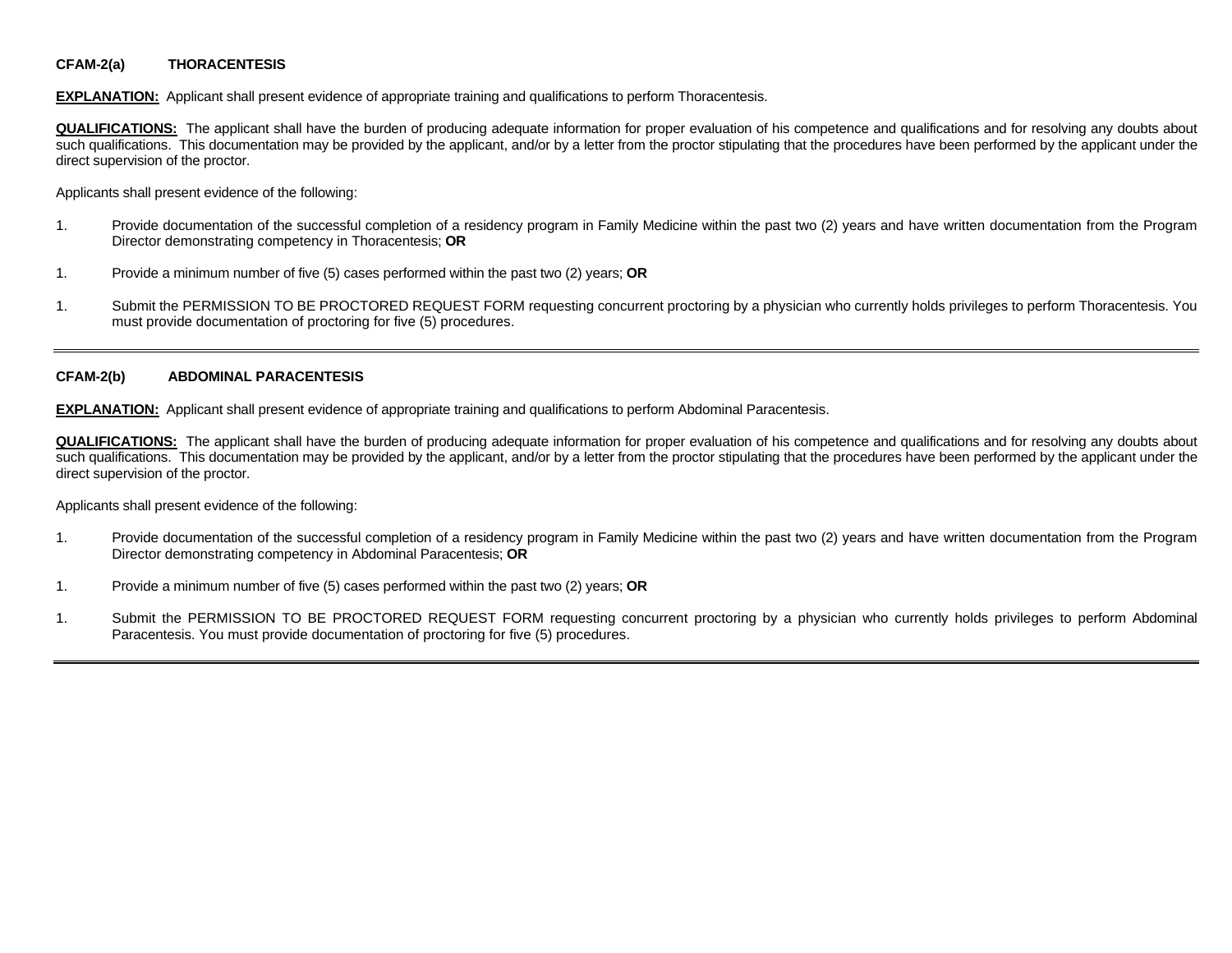**CFAM-2(a) THORACENTESIS**

**EXPLANATION:** Applicant shall present evidence of appropriate training and qualifications to perform Thoracentesis.

**QUALIFICATIONS:** The applicant shall have the burden of producing adequate information for proper evaluation of his competence and qualifications and for resolving any doubts about such qualifications. This documentation may be provided by the applicant, and/or by a letter from the proctor stipulating that the procedures have been performed by the applicant under the direct supervision of the proctor.

Applicants shall present evidence of the following:

1. Provide documentation of the successful completion of a residency program in Family Medicine within the past two (2) years and have written documentation from the Program Director demonstrating competency in Thoracentesis; **OR**

1. Provide a minimum number of five (5) cases performed within the past two (2) years; **OR**

1. Submit the PERMISSION TO BE PROCTORED REQUEST FORM requesting concurrent proctoring by a physician who currently holds privileges to perform Thoracentesis. You must provide documentation of proctoring for five (5) procedures.

---

**CFAM-2(b) ABDOMINAL PARACENTESIS**

**EXPLANATION:** Applicant shall present evidence of appropriate training and qualifications to perform Abdominal Paracentesis.

**QUALIFICATIONS:** The applicant shall have the burden of producing adequate information for proper evaluation of his competence and qualifications and for resolving any doubts about such qualifications. This documentation may be provided by the applicant, and/or by a letter from the proctor stipulating that the procedures have been performed by the applicant under the direct supervision of the proctor.

Applicants shall present evidence of the following:

1. Provide documentation of the successful completion of a residency program in Family Medicine within the past two (2) years and have written documentation from the Program Director demonstrating competency in Abdominal Paracentesis; **OR**

1. Provide a minimum number of five (5) cases performed within the past two (2) years; **OR**

1. Submit the PERMISSION TO BE PROCTORED REQUEST FORM requesting concurrent proctoring by a physician who currently holds privileges to perform Abdominal Paracentesis. You must provide documentation of proctoring for five (5) procedures.

---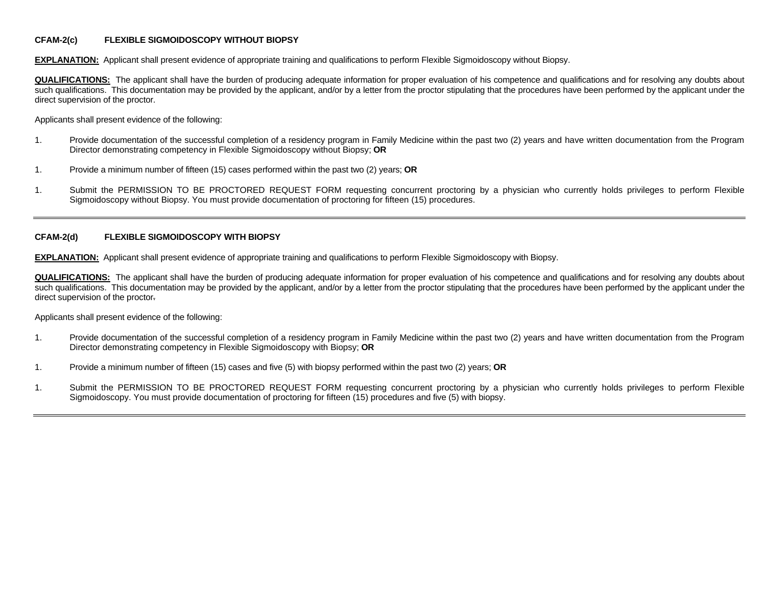**CFAM-2(c) FLEXIBLE SIGMOIDOSCOPY WITHOUT BIOPSY**

**EXPLANATION:** Applicant shall present evidence of appropriate training and qualifications to perform Flexible Sigmoidoscopy without Biopsy.

**QUALIFICATIONS:** The applicant shall have the burden of producing adequate information for proper evaluation of his competence and qualifications and for resolving any doubts about such qualifications. This documentation may be provided by the applicant, and/or by a letter from the proctor stipulating that the procedures have been performed by the applicant under the direct supervision of the proctor.

Applicants shall present evidence of the following:

1. Provide documentation of the successful completion of a residency program in Family Medicine within the past two (2) years and have written documentation from the Program Director demonstrating competency in Flexible Sigmoidoscopy without Biopsy; **OR**

1. Provide a minimum number of fifteen (15) cases performed within the past two (2) years; **OR**

1. Submit the PERMISSION TO BE PROCTORED REQUEST FORM requesting concurrent proctoring by a physician who currently holds privileges to perform Flexible Sigmoidoscopy without Biopsy. You must provide documentation of proctoring for fifteen (15) procedures.

---

**CFAM-2(d) FLEXIBLE SIGMOIDOSCOPY WITH BIOPSY**

**EXPLANATION:** Applicant shall present evidence of appropriate training and qualifications to perform Flexible Sigmoidoscopy with Biopsy.

**QUALIFICATIONS:** The applicant shall have the burden of producing adequate information for proper evaluation of his competence and qualifications and for resolving any doubts about such qualifications. This documentation may be provided by the applicant, and/or by a letter from the proctor stipulating that the procedures have been performed by the applicant under the direct supervision of the proctor.

Applicants shall present evidence of the following:

1. Provide documentation of the successful completion of a residency program in Family Medicine within the past two (2) years and have written documentation from the Program Director demonstrating competency in Flexible Sigmoidoscopy with Biopsy; **OR**

1. Provide a minimum number of fifteen (15) cases and five (5) with biopsy performed within the past two (2) years; **OR**

1. Submit the PERMISSION TO BE PROCTORED REQUEST FORM requesting concurrent proctoring by a physician who currently holds privileges to perform Flexible Sigmoidoscopy. You must provide documentation of proctoring for fifteen (15) procedures and five (5) with biopsy.

---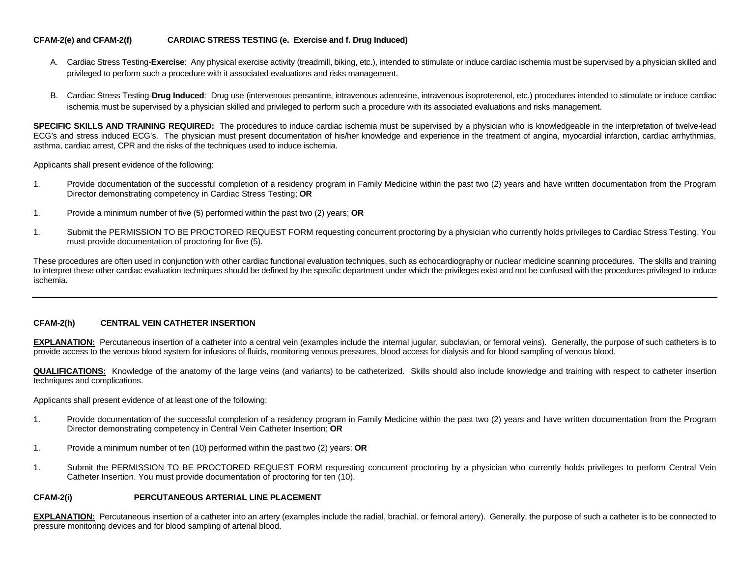**CFAM-2(e) and CFAM-2(f) CARDIAC STRESS TESTING (e. Exercise and f. Drug Induced)**

A. Cardiac Stress Testing-**Exercise**: Any physical exercise activity (treadmill, biking, etc.), intended to stimulate or induce cardiac ischemia must be supervised by a physician skilled and privileged to perform such a procedure with it associated evaluations and risks management.

B. Cardiac Stress Testing-**Drug Induced**: Drug use (intervenous persantine, intravenous adenosine, intravenous isoproterenol, etc.) procedures intended to stimulate or induce cardiac ischemia must be supervised by a physician skilled and privileged to perform such a procedure with its associated evaluations and risks management.

**SPECIFIC SKILLS AND TRAINING REQUIRED:** The procedures to induce cardiac ischemia must be supervised by a physician who is knowledgeable in the interpretation of twelve-lead ECG's and stress induced ECG's. The physician must present documentation of his/her knowledge and experience in the treatment of angina, myocardial infarction, cardiac arrhythmias, asthma, cardiac arrest, CPR and the risks of the techniques used to induce ischemia.

Applicants shall present evidence of the following:

1. Provide documentation of the successful completion of a residency program in Family Medicine within the past two (2) years and have written documentation from the Program Director demonstrating competency in Cardiac Stress Testing; **OR**

1. Provide a minimum number of five (5) performed within the past two (2) years; **OR**

1. Submit the PERMISSION TO BE PROCTORED REQUEST FORM requesting concurrent proctoring by a physician who currently holds privileges to Cardiac Stress Testing. You must provide documentation of proctoring for five (5).

These procedures are often used in conjunction with other cardiac functional evaluation techniques, such as echocardiography or nuclear medicine scanning procedures. The skills and training to interpret these other cardiac evaluation techniques should be defined by the specific department under which the privileges exist and not be confused with the procedures privileged to induce ischemia.

---

**CFAM-2(h) CENTRAL VEIN CATHETER INSERTION**

**EXPLANATION:** Percutaneous insertion of a catheter into a central vein (examples include the internal jugular, subclavian, or femoral veins). Generally, the purpose of such catheters is to provide access to the venous blood system for infusions of fluids, monitoring venous pressures, blood access for dialysis and for blood sampling of venous blood.

**QUALIFICATIONS:** Knowledge of the anatomy of the large veins (and variants) to be catheterized. Skills should also include knowledge and training with respect to catheter insertion techniques and complications.

Applicants shall present evidence of at least one of the following:

1. Provide documentation of the successful completion of a residency program in Family Medicine within the past two (2) years and have written documentation from the Program Director demonstrating competency in Central Vein Catheter Insertion; **OR**

1. Provide a minimum number of ten (10) performed within the past two (2) years; **OR**

1. Submit the PERMISSION TO BE PROCTORED REQUEST FORM requesting concurrent proctoring by a physician who currently holds privileges to perform Central Vein Catheter Insertion. You must provide documentation of proctoring for ten (10).

**CFAM-2(i) PERCUTANEOUS ARTERIAL LINE PLACEMENT**

**EXPLANATION:** Percutaneous insertion of a catheter into an artery (examples include the radial, brachial, or femoral artery). Generally, the purpose of such a catheter is to be connected to pressure monitoring devices and for blood sampling of arterial blood.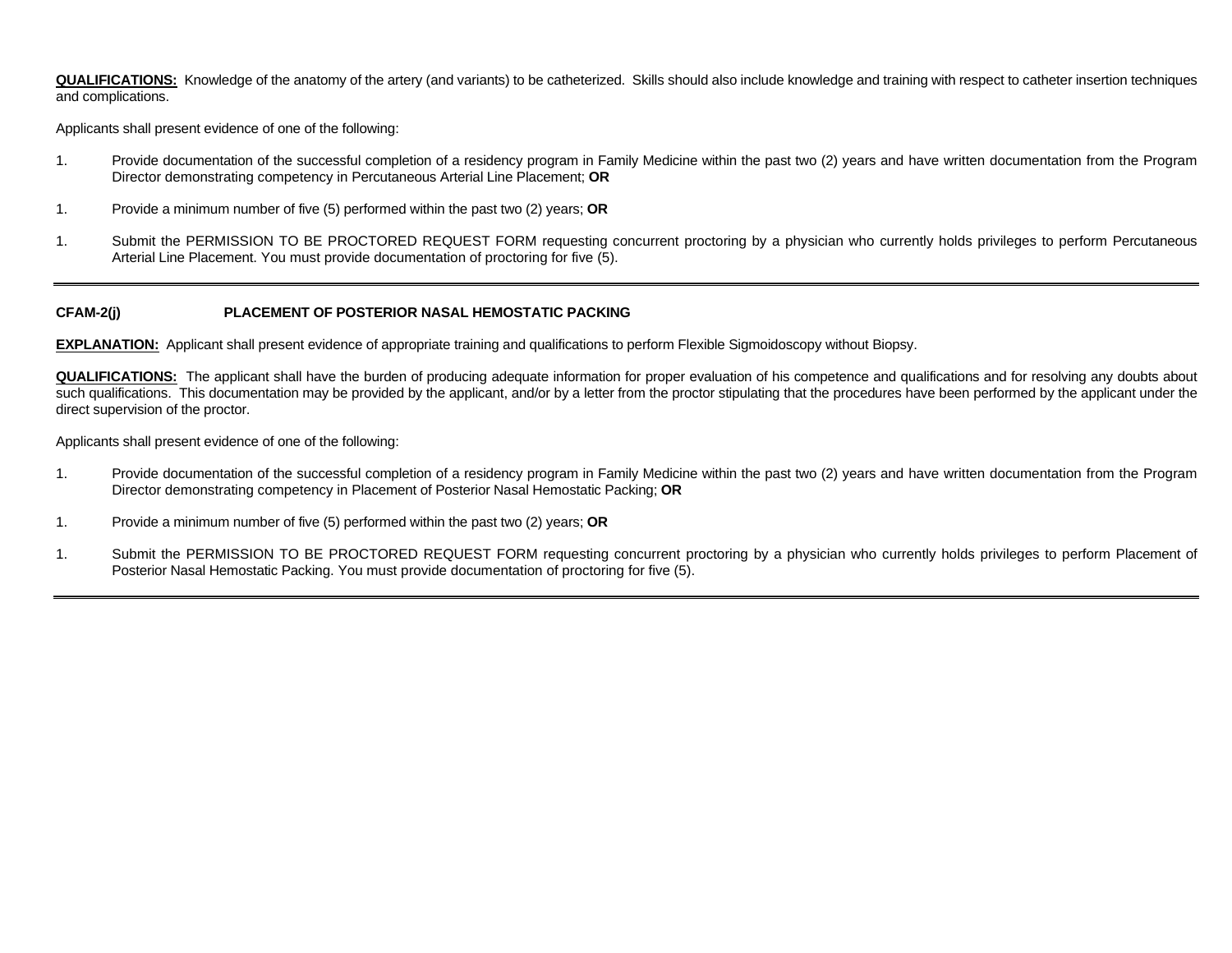**QUALIFICATIONS:** Knowledge of the anatomy of the artery (and variants) to be catheterized. Skills should also include knowledge and training with respect to catheter insertion techniques and complications.

Applicants shall present evidence of one of the following:

1. Provide documentation of the successful completion of a residency program in Family Medicine within the past two (2) years and have written documentation from the Program Director demonstrating competency in Percutaneous Arterial Line Placement; **OR**

1. Provide a minimum number of five (5) performed within the past two (2) years; **OR**

1. Submit the PERMISSION TO BE PROCTORED REQUEST FORM requesting concurrent proctoring by a physician who currently holds privileges to perform Percutaneous Arterial Line Placement. You must provide documentation of proctoring for five (5).

---

**CFAM-2(j) PLACEMENT OF POSTERIOR NASAL HEMOSTATIC PACKING**

**EXPLANATION:** Applicant shall present evidence of appropriate training and qualifications to perform Flexible Sigmoidoscopy without Biopsy.

**QUALIFICATIONS:** The applicant shall have the burden of producing adequate information for proper evaluation of his competence and qualifications and for resolving any doubts about such qualifications. This documentation may be provided by the applicant, and/or by a letter from the proctor stipulating that the procedures have been performed by the applicant under the direct supervision of the proctor.

Applicants shall present evidence of one of the following:

1. Provide documentation of the successful completion of a residency program in Family Medicine within the past two (2) years and have written documentation from the Program Director demonstrating competency in Placement of Posterior Nasal Hemostatic Packing; **OR**

1. Provide a minimum number of five (5) performed within the past two (2) years; **OR**

1. Submit the PERMISSION TO BE PROCTORED REQUEST FORM requesting concurrent proctoring by a physician who currently holds privileges to perform Placement of Posterior Nasal Hemostatic Packing. You must provide documentation of proctoring for five (5).

---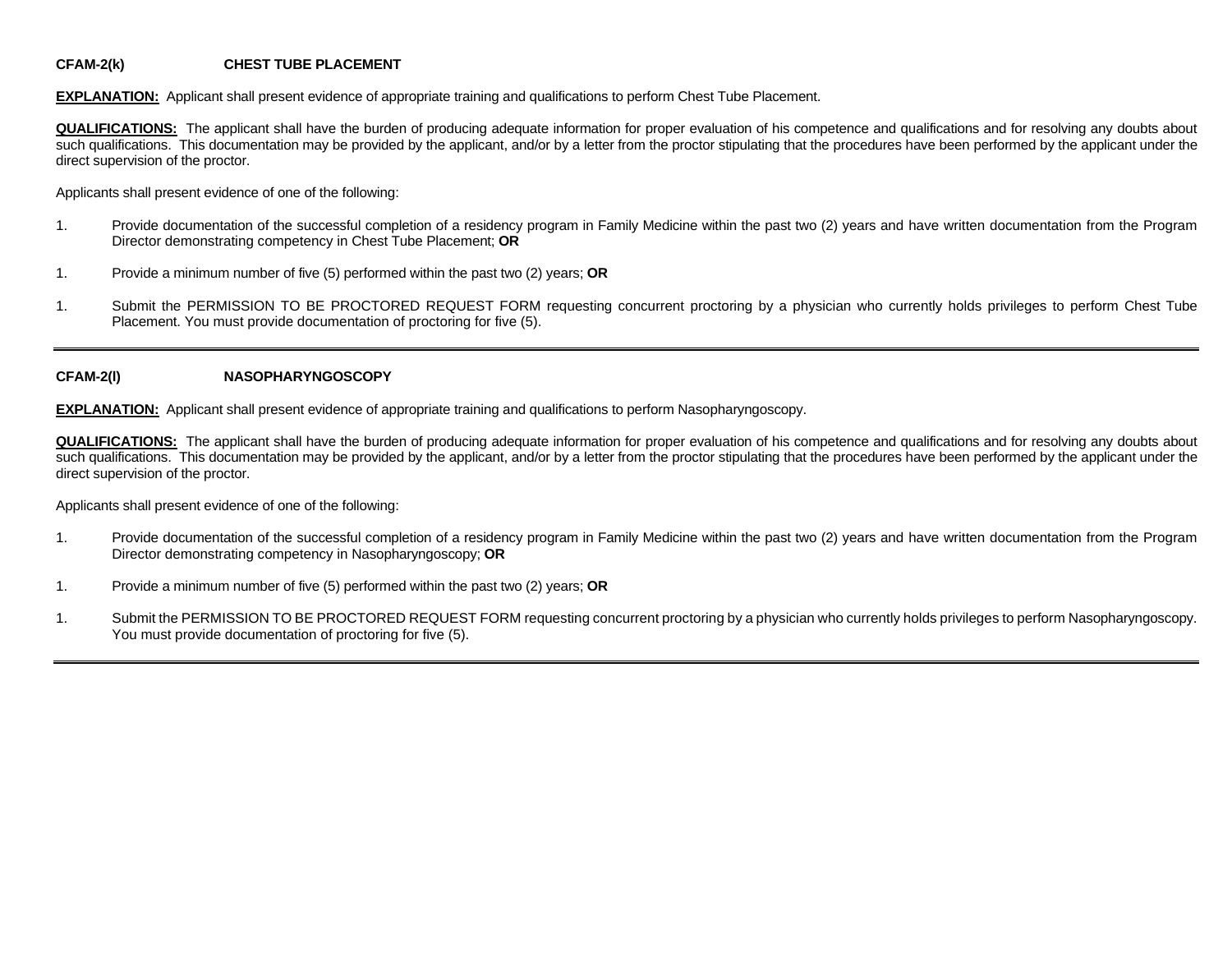**CFAM-2(k) CHEST TUBE PLACEMENT**

**EXPLANATION:** Applicant shall present evidence of appropriate training and qualifications to perform Chest Tube Placement.

**QUALIFICATIONS:** The applicant shall have the burden of producing adequate information for proper evaluation of his competence and qualifications and for resolving any doubts about such qualifications. This documentation may be provided by the applicant, and/or by a letter from the proctor stipulating that the procedures have been performed by the applicant under the direct supervision of the proctor.

Applicants shall present evidence of one of the following:

1. Provide documentation of the successful completion of a residency program in Family Medicine within the past two (2) years and have written documentation from the Program Director demonstrating competency in Chest Tube Placement; **OR**

1. Provide a minimum number of five (5) performed within the past two (2) years; **OR**

1. Submit the PERMISSION TO BE PROCTORED REQUEST FORM requesting concurrent proctoring by a physician who currently holds privileges to perform Chest Tube Placement. You must provide documentation of proctoring for five (5).

---

**CFAM-2(l) NASOPHARYNGOSCOPY**

**EXPLANATION:** Applicant shall present evidence of appropriate training and qualifications to perform Nasopharyngoscopy.

**QUALIFICATIONS:** The applicant shall have the burden of producing adequate information for proper evaluation of his competence and qualifications and for resolving any doubts about such qualifications. This documentation may be provided by the applicant, and/or by a letter from the proctor stipulating that the procedures have been performed by the applicant under the direct supervision of the proctor.

Applicants shall present evidence of one of the following:

1. Provide documentation of the successful completion of a residency program in Family Medicine within the past two (2) years and have written documentation from the Program Director demonstrating competency in Nasopharyngoscopy; **OR**

1. Provide a minimum number of five (5) performed within the past two (2) years; **OR**

1. Submit the PERMISSION TO BE PROCTORED REQUEST FORM requesting concurrent proctoring by a physician who currently holds privileges to perform Nasopharyngoscopy. You must provide documentation of proctoring for five (5).

---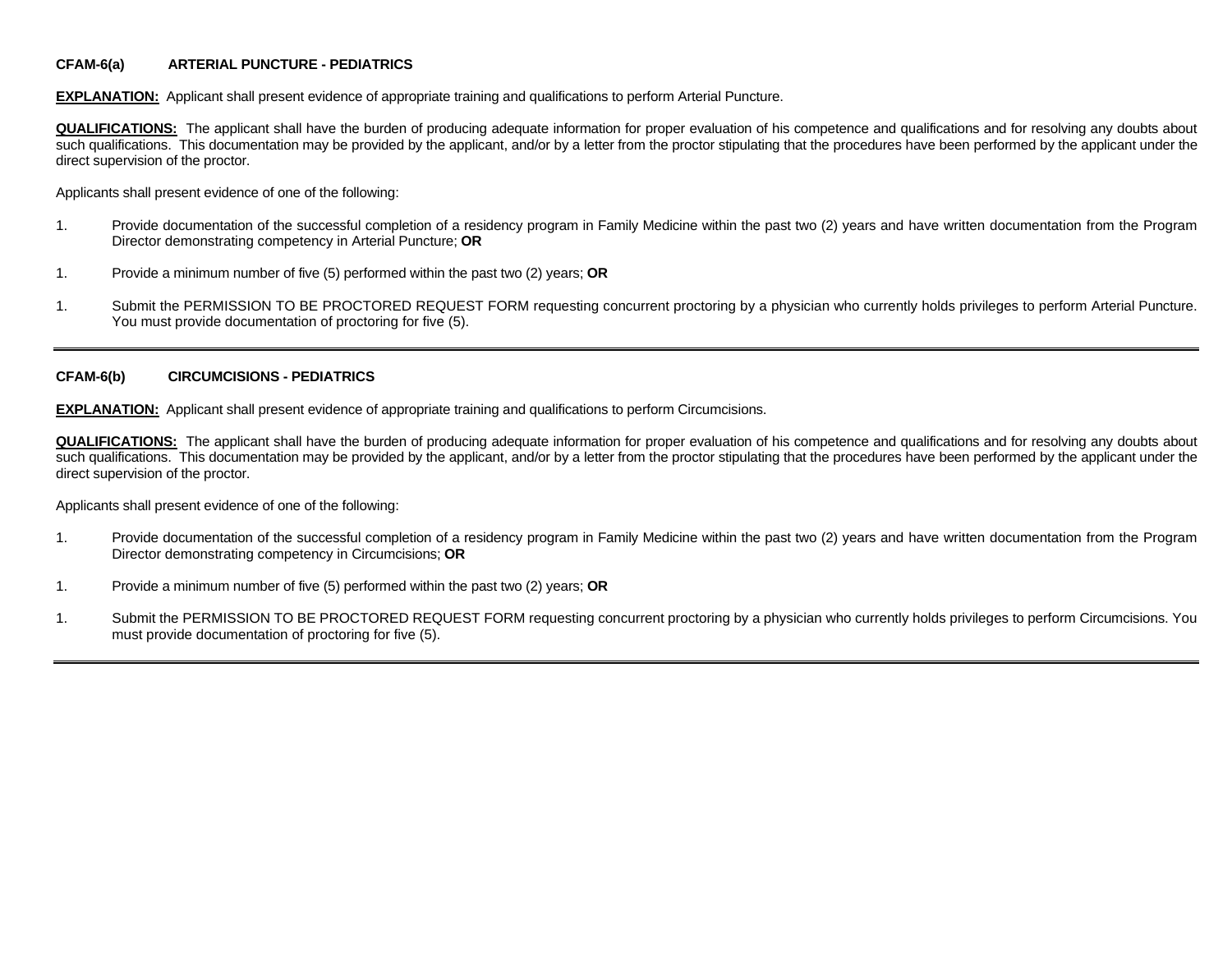**CFAM-6(a) ARTERIAL PUNCTURE - PEDIATRICS**

**EXPLANATION:** Applicant shall present evidence of appropriate training and qualifications to perform Arterial Puncture.

**QUALIFICATIONS:** The applicant shall have the burden of producing adequate information for proper evaluation of his competence and qualifications and for resolving any doubts about such qualifications. This documentation may be provided by the applicant, and/or by a letter from the proctor stipulating that the procedures have been performed by the applicant under the direct supervision of the proctor.

Applicants shall present evidence of one of the following:

1. Provide documentation of the successful completion of a residency program in Family Medicine within the past two (2) years and have written documentation from the Program Director demonstrating competency in Arterial Puncture; **OR**

1. Provide a minimum number of five (5) performed within the past two (2) years; **OR**

1. Submit the PERMISSION TO BE PROCTORED REQUEST FORM requesting concurrent proctoring by a physician who currently holds privileges to perform Arterial Puncture. You must provide documentation of proctoring for five (5).

---

**CFAM-6(b) CIRCUMCISIONS - PEDIATRICS**

**EXPLANATION:** Applicant shall present evidence of appropriate training and qualifications to perform Circumcisions.

**QUALIFICATIONS:** The applicant shall have the burden of producing adequate information for proper evaluation of his competence and qualifications and for resolving any doubts about such qualifications. This documentation may be provided by the applicant, and/or by a letter from the proctor stipulating that the procedures have been performed by the applicant under the direct supervision of the proctor.

Applicants shall present evidence of one of the following:

1. Provide documentation of the successful completion of a residency program in Family Medicine within the past two (2) years and have written documentation from the Program Director demonstrating competency in Circumcisions; **OR**

1. Provide a minimum number of five (5) performed within the past two (2) years; **OR**

1. Submit the PERMISSION TO BE PROCTORED REQUEST FORM requesting concurrent proctoring by a physician who currently holds privileges to perform Circumcisions. You must provide documentation of proctoring for five (5).

---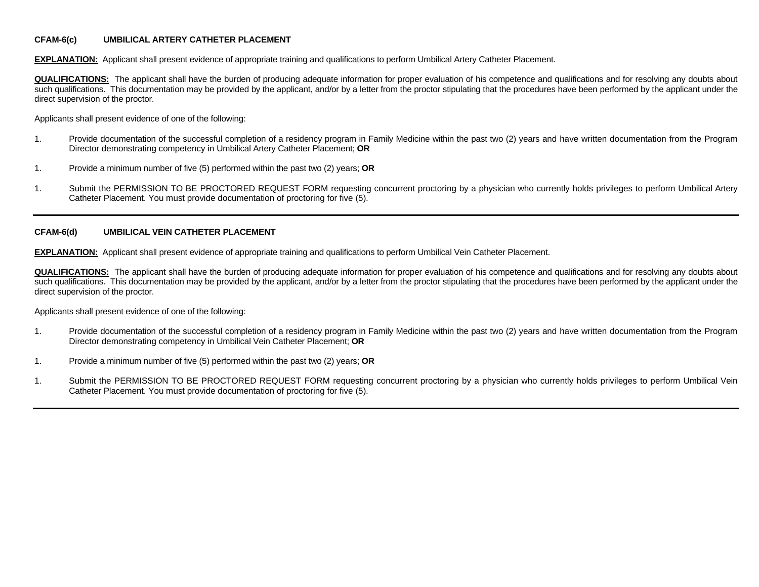**CFAM-6(c) UMBILICAL ARTERY CATHETER PLACEMENT**

**EXPLANATION:** Applicant shall present evidence of appropriate training and qualifications to perform Umbilical Artery Catheter Placement.

**QUALIFICATIONS:** The applicant shall have the burden of producing adequate information for proper evaluation of his competence and qualifications and for resolving any doubts about such qualifications. This documentation may be provided by the applicant, and/or by a letter from the proctor stipulating that the procedures have been performed by the applicant under the direct supervision of the proctor.

Applicants shall present evidence of one of the following:

1. Provide documentation of the successful completion of a residency program in Family Medicine within the past two (2) years and have written documentation from the Program Director demonstrating competency in Umbilical Artery Catheter Placement; **OR**

1. Provide a minimum number of five (5) performed within the past two (2) years; **OR**

1. Submit the PERMISSION TO BE PROCTORED REQUEST FORM requesting concurrent proctoring by a physician who currently holds privileges to perform Umbilical Artery Catheter Placement. You must provide documentation of proctoring for five (5).

---

**CFAM-6(d) UMBILICAL VEIN CATHETER PLACEMENT**

**EXPLANATION:** Applicant shall present evidence of appropriate training and qualifications to perform Umbilical Vein Catheter Placement.

**QUALIFICATIONS:** The applicant shall have the burden of producing adequate information for proper evaluation of his competence and qualifications and for resolving any doubts about such qualifications. This documentation may be provided by the applicant, and/or by a letter from the proctor stipulating that the procedures have been performed by the applicant under the direct supervision of the proctor.

Applicants shall present evidence of one of the following:

1. Provide documentation of the successful completion of a residency program in Family Medicine within the past two (2) years and have written documentation from the Program Director demonstrating competency in Umbilical Vein Catheter Placement; **OR**

1. Provide a minimum number of five (5) performed within the past two (2) years; **OR**

1. Submit the PERMISSION TO BE PROCTORED REQUEST FORM requesting concurrent proctoring by a physician who currently holds privileges to perform Umbilical Vein Catheter Placement. You must provide documentation of proctoring for five (5).

---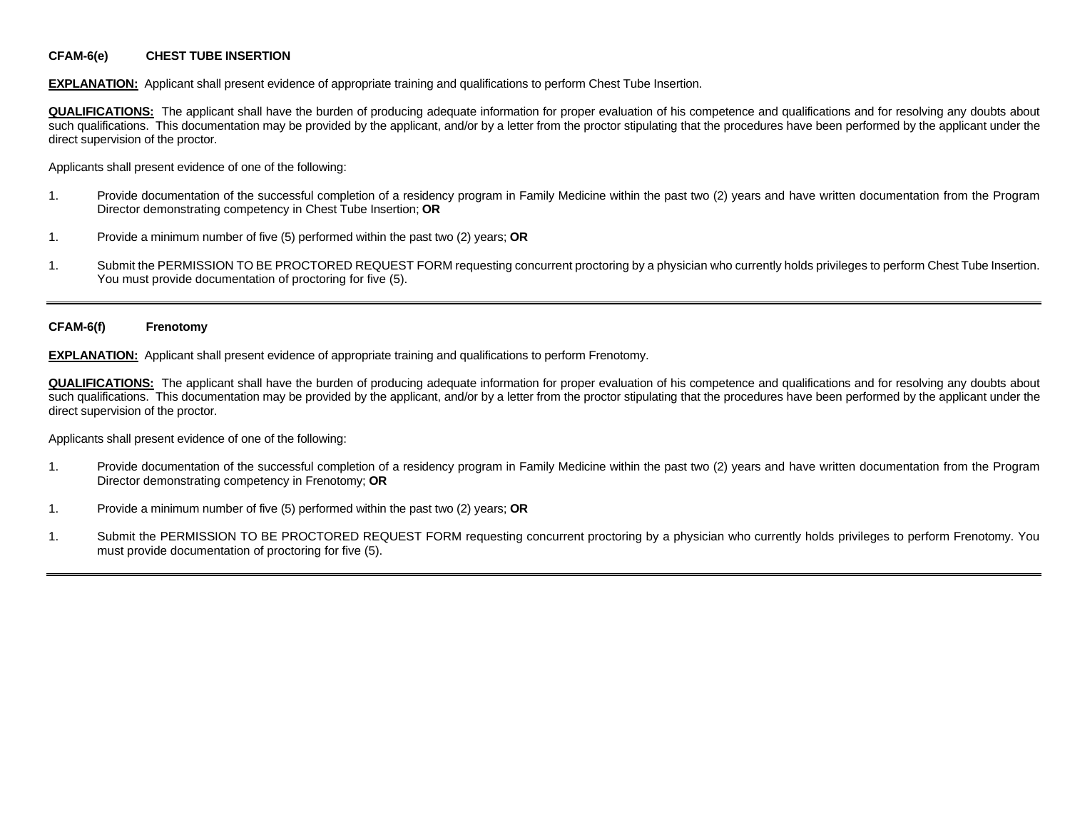**CFAM-6(e) CHEST TUBE INSERTION**

**EXPLANATION:** Applicant shall present evidence of appropriate training and qualifications to perform Chest Tube Insertion.

**QUALIFICATIONS:** The applicant shall have the burden of producing adequate information for proper evaluation of his competence and qualifications and for resolving any doubts about such qualifications. This documentation may be provided by the applicant, and/or by a letter from the proctor stipulating that the procedures have been performed by the applicant under the direct supervision of the proctor.

Applicants shall present evidence of one of the following:

1. Provide documentation of the successful completion of a residency program in Family Medicine within the past two (2) years and have written documentation from the Program Director demonstrating competency in Chest Tube Insertion; **OR**

1. Provide a minimum number of five (5) performed within the past two (2) years; **OR**

1. Submit the PERMISSION TO BE PROCTORED REQUEST FORM requesting concurrent proctoring by a physician who currently holds privileges to perform Chest Tube Insertion. You must provide documentation of proctoring for five (5).

---

**CFAM-6(f) Frenotomy**

**EXPLANATION:** Applicant shall present evidence of appropriate training and qualifications to perform Frenotomy.

**QUALIFICATIONS:** The applicant shall have the burden of producing adequate information for proper evaluation of his competence and qualifications and for resolving any doubts about such qualifications. This documentation may be provided by the applicant, and/or by a letter from the proctor stipulating that the procedures have been performed by the applicant under the direct supervision of the proctor.

Applicants shall present evidence of one of the following:

1. Provide documentation of the successful completion of a residency program in Family Medicine within the past two (2) years and have written documentation from the Program Director demonstrating competency in Frenotomy; **OR**

1. Provide a minimum number of five (5) performed within the past two (2) years; **OR**

1. Submit the PERMISSION TO BE PROCTORED REQUEST FORM requesting concurrent proctoring by a physician who currently holds privileges to perform Frenotomy. You must provide documentation of proctoring for five (5).

---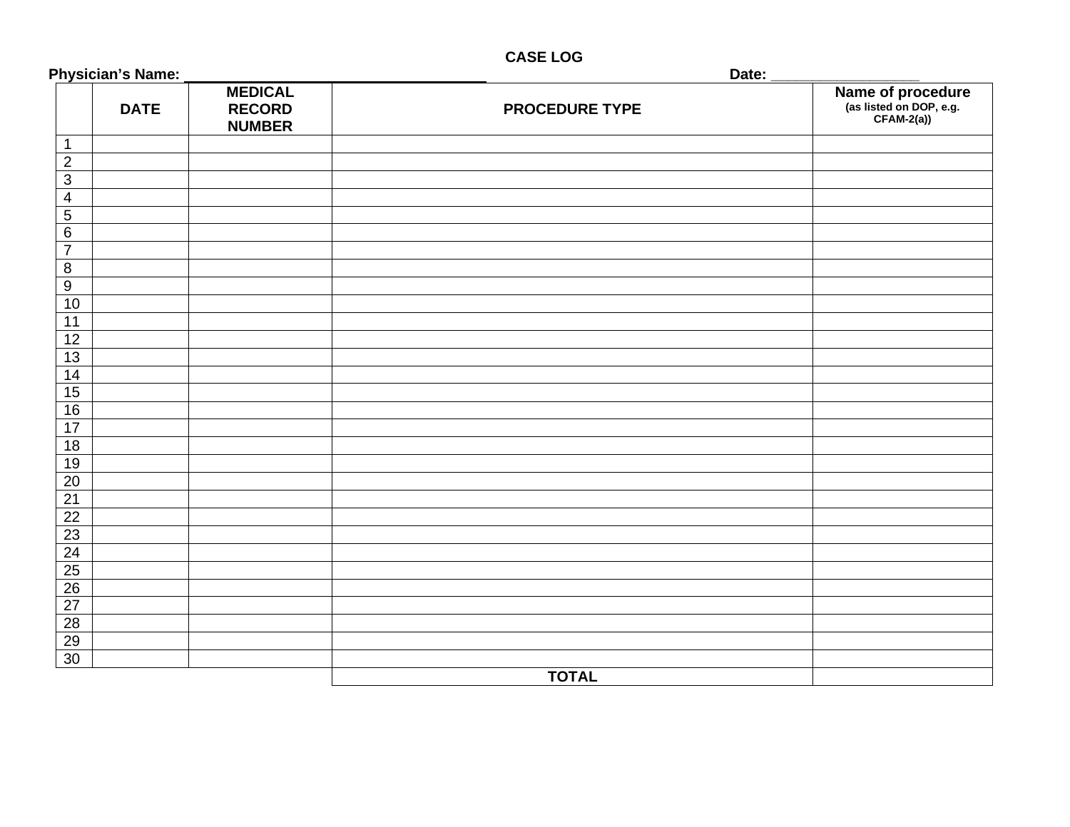# CASE LOG

**Physician's Name:** ___________________________________ **Date:** __________________

| | DATE | MEDICAL RECORD NUMBER | PROCEDURE TYPE | Name of procedure (as listed on DOP, e.g. CFAM-2(a)) |
|---|---|---|---|---|
| 1 | | | | |
| 2 | | | | |
| 3 | | | | |
| 4 | | | | |
| 5 | | | | |
| 6 | | | | |
| 7 | | | | |
| 8 | | | | |
| 9 | | | | |
| 10 | | | | |
| 11 | | | | |
| 12 | | | | |
| 13 | | | | |
| 14 | | | | |
| 15 | | | | |
| 16 | | | | |
| 17 | | | | |
| 18 | | | | |
| 19 | | | | |
| 20 | | | | |
| 21 | | | | |
| 22 | | | | |
| 23 | | | | |
| 24 | | | | |
| 25 | | | | |
| 26 | | | | |
| 27 | | | | |
| 28 | | | | |
| 29 | | | | |
| 30 | | | | |
| | | | **TOTAL** | |